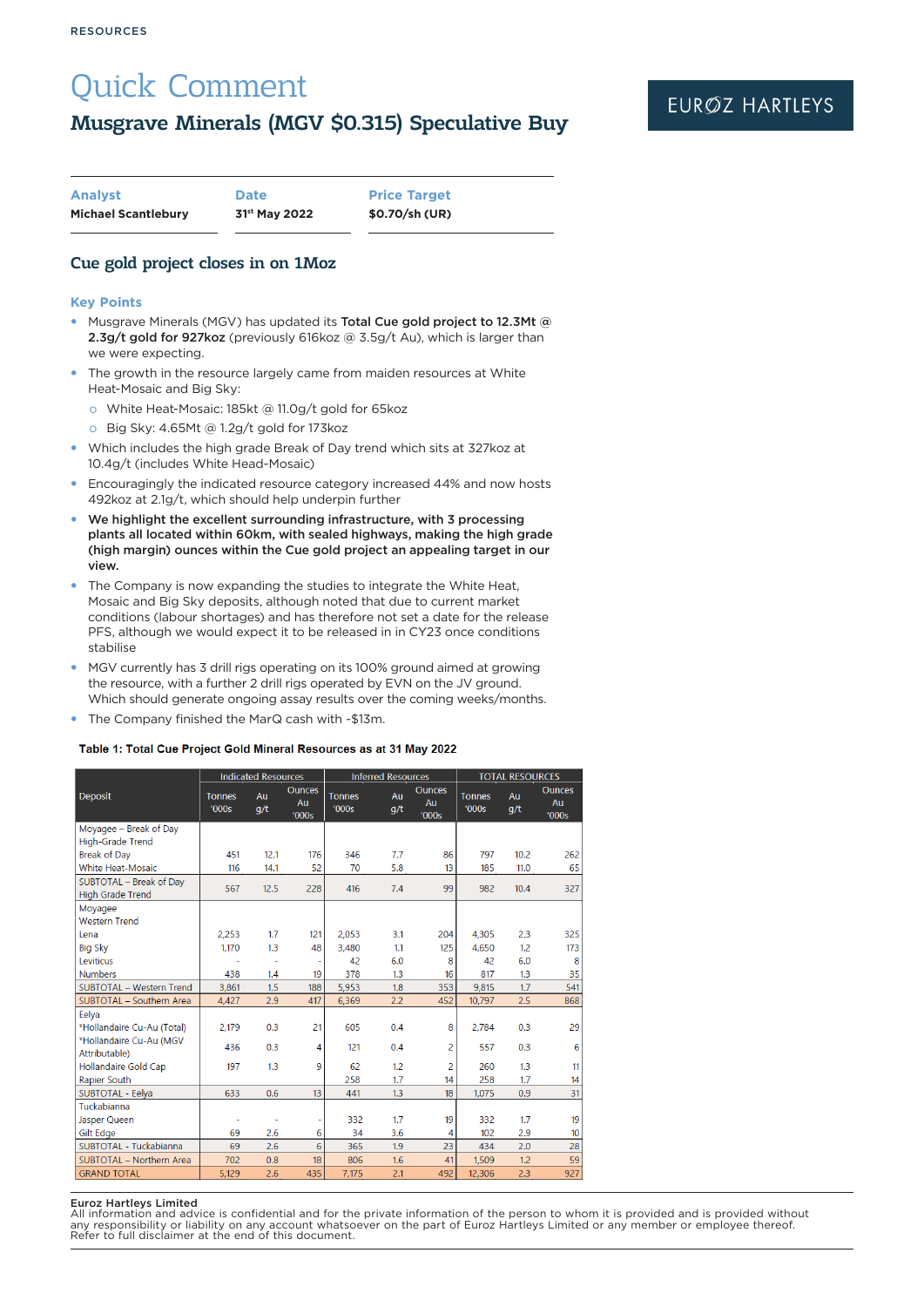RESOURCES

# Quick Comment

## Musgrave Minerals (MGV $0.315) Speculative Buy

EUROZ HARTLEYS

| Analyst | Date | Price Target |
|---|---|---|
| Michael Scantlebury | 31st May 2022 | $0.70/sh (UR) |

### Cue gold project closes in on 1Moz

### Key Points

- Musgrave Minerals (MGV) has updated its **Total Cue gold project to 12.3Mt @ 2.3g/t gold for 927koz** (previously 616koz @ 3.5g/t Au), which is larger than we were expecting.
- The growth in the resource largely came from maiden resources at White Heat-Mosaic and Big Sky:
  - White Heat-Mosaic: 185kt @ 11.0g/t gold for 65koz
  - Big Sky: 4.65Mt @ 1.2g/t gold for 173koz
- Which includes the high grade Break of Day trend which sits at 327koz at 10.4g/t (includes White Head-Mosaic)
- Encouragingly the indicated resource category increased 44% and now hosts 492koz at 2.1g/t, which should help underpin further
- **We highlight the excellent surrounding infrastructure, with 3 processing plants all located within 60km, with sealed highways, making the high grade (high margin) ounces within the Cue gold project an appealing target in our view.**
- The Company is now expanding the studies to integrate the White Heat, Mosaic and Big Sky deposits, although noted that due to current market conditions (labour shortages) and has therefore not set a date for the release PFS, although we would expect it to be released in in CY23 once conditions stabilise
- MGV currently has 3 drill rigs operating on its 100% ground aimed at growing the resource, with a further 2 drill rigs operated by EVN on the JV ground. Which should generate ongoing assay results over the coming weeks/months.
- The Company finished the MarQ cash with ~$13m.

**Table 1: Total Cue Project Gold Mineral Resources as at 31 May 2022**

| Deposit | Indicated Resources | | | Inferred Resources | | | TOTAL RESOURCES | | |
|---|---|---|---|---|---|---|---|---|---|
| | Tonnes '000s | Au g/t | Ounces Au '000s | Tonnes '000s | Au g/t | Ounces Au '000s | Tonnes '000s | Au g/t | Ounces Au '000s |
| Moyagee – Break of Day High-Grade Trend | | | | | | | | | |
| Break of Day | 451 | 12.1 | 176 | 346 | 7.7 | 86 | 797 | 10.2 | 262 |
| White Heat-Mosaic | 116 | 14.1 | 52 | 70 | 5.8 | 13 | 185 | 11.0 | 65 |
| SUBTOTAL – Break of Day High Grade Trend | 567 | 12.5 | 228 | 416 | 7.4 | 99 | 982 | 10.4 | 327 |
| Moyagee Western Trend | | | | | | | | | |
| Lena | 2,253 | 1.7 | 121 | 2,053 | 3.1 | 204 | 4,305 | 2.3 | 325 |
| Big Sky | 1,170 | 1.3 | 48 | 3,480 | 1.1 | 125 | 4,650 | 1.2 | 173 |
| Leviticus | - | - | - | 42 | 6.0 | 8 | 42 | 6.0 | 8 |
| Numbers | 438 | 1.4 | 19 | 378 | 1.3 | 16 | 817 | 1.3 | 35 |
| SUBTOTAL – Western Trend | 3,861 | 1.5 | 188 | 5,953 | 1.8 | 353 | 9,815 | 1.7 | 541 |
| SUBTOTAL – Southern Area | 4,427 | 2.9 | 417 | 6,369 | 2.2 | 452 | 10,797 | 2.5 | 868 |
| Eelya | | | | | | | | | |
| *Hollandaire Cu-Au (Total) | 2,179 | 0.3 | 21 | 605 | 0.4 | 8 | 2,784 | 0.3 | 29 |
| *Hollandaire Cu-Au (MGV Attributable) | 436 | 0.3 | 4 | 121 | 0.4 | 2 | 557 | 0.3 | 6 |
| Hollandaire Gold Cap | 197 | 1.3 | 9 | 62 | 1.2 | 2 | 260 | 1.3 | 11 |
| Rapier South | | | | 258 | 1.7 | 14 | 258 | 1.7 | 14 |
| SUBTOTAL - Eelya | 633 | 0.6 | 13 | 441 | 1.3 | 18 | 1,075 | 0.9 | 31 |
| Tuckabianna | | | | | | | | | |
| Jasper Queen | - | - | - | 332 | 1.7 | 19 | 332 | 1.7 | 19 |
| Gilt Edge | 69 | 2.6 | 6 | 34 | 3.6 | 4 | 102 | 2.9 | 10 |
| SUBTOTAL - Tuckabianna | 69 | 2.6 | 6 | 365 | 1.9 | 23 | 434 | 2.0 | 28 |
| SUBTOTAL – Northern Area | 702 | 0.8 | 18 | 806 | 1.6 | 41 | 1,509 | 1.2 | 59 |
| GRAND TOTAL | 5,129 | 2.6 | 435 | 7,175 | 2.1 | 492 | 12,306 | 2.3 | 927 |

**Euroz Hartleys Limited**
All information and advice is confidential and for the private information of the person to whom it is provided and is provided without any responsibility or liability on any account whatsoever on the part of Euroz Hartleys Limited or any member or employee thereof. Refer to full disclaimer at the end of this document.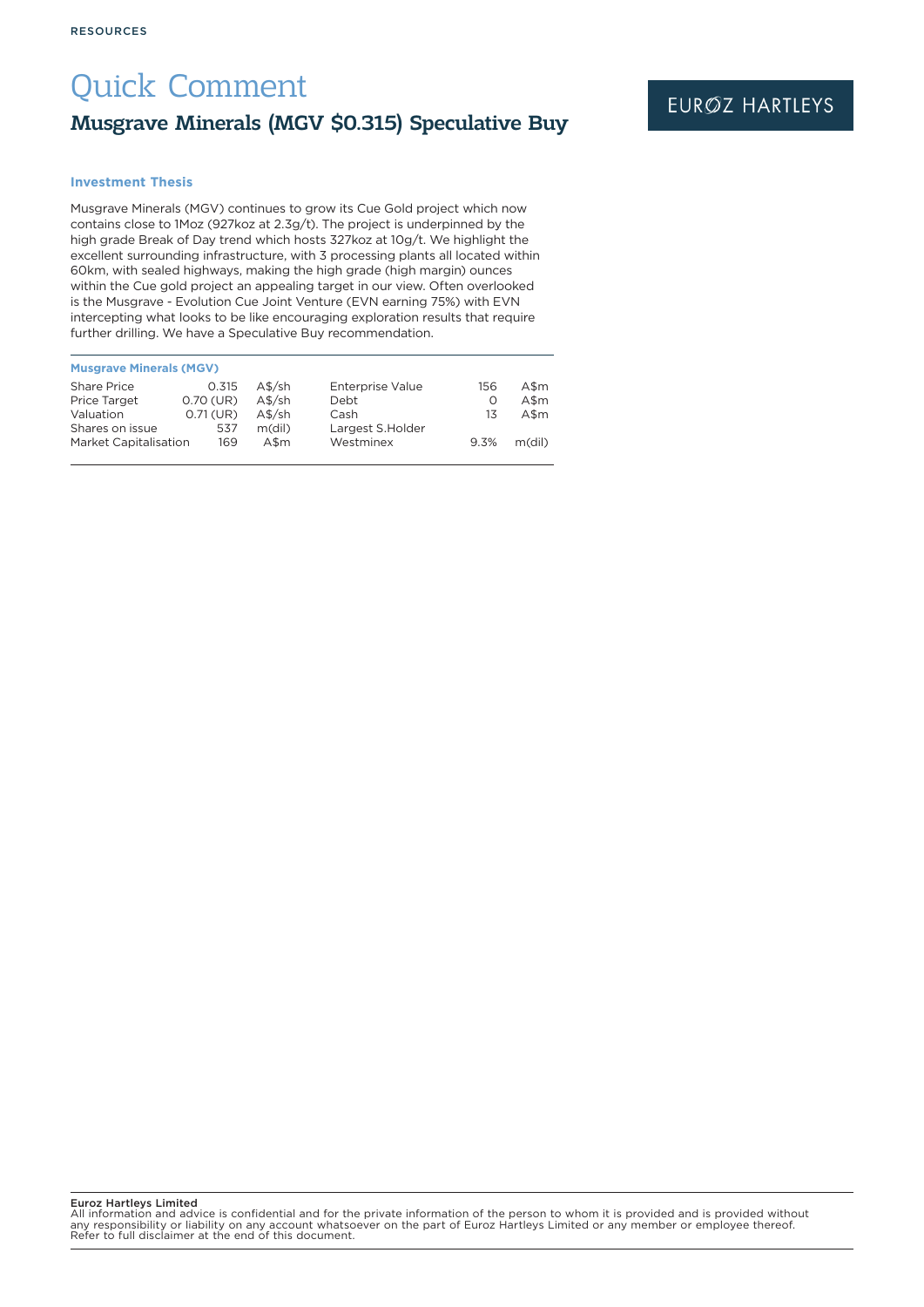RESOURCES

# Quick Comment

## Musgrave Minerals (MGV $0.315) Speculative Buy

EUROZ HARTLEYS

### Investment Thesis

Musgrave Minerals (MGV) continues to grow its Cue Gold project which now contains close to 1Moz (927koz at 2.3g/t). The project is underpinned by the high grade Break of Day trend which hosts 327koz at 10g/t. We highlight the excellent surrounding infrastructure, with 3 processing plants all located within 60km, with sealed highways, making the high grade (high margin) ounces within the Cue gold project an appealing target in our view. Often overlooked is the Musgrave - Evolution Cue Joint Venture (EVN earning 75%) with EVN intercepting what looks to be like encouraging exploration results that require further drilling. We have a Speculative Buy recommendation.

**Musgrave Minerals (MGV)**

| | | | | | |
|---|---|---|---|---|---|
| Share Price | 0.315 | A$/sh | Enterprise Value | 156 | A$m |
| Price Target | 0.70 (UR) | A$/sh | Debt | 0 | A$m |
| Valuation | 0.71 (UR) | A$/sh | Cash | 13 | A$m |
| Shares on issue | 537 | m(dil) | Largest S.Holder | | |
| Market Capitalisation | 169 | A$m | Westminex | 9.3% | m(dil) |

**Euroz Hartleys Limited**
All information and advice is confidential and for the private information of the person to whom it is provided and is provided without any responsibility or liability on any account whatsoever on the part of Euroz Hartleys Limited or any member or employee thereof. Refer to full disclaimer at the end of this document.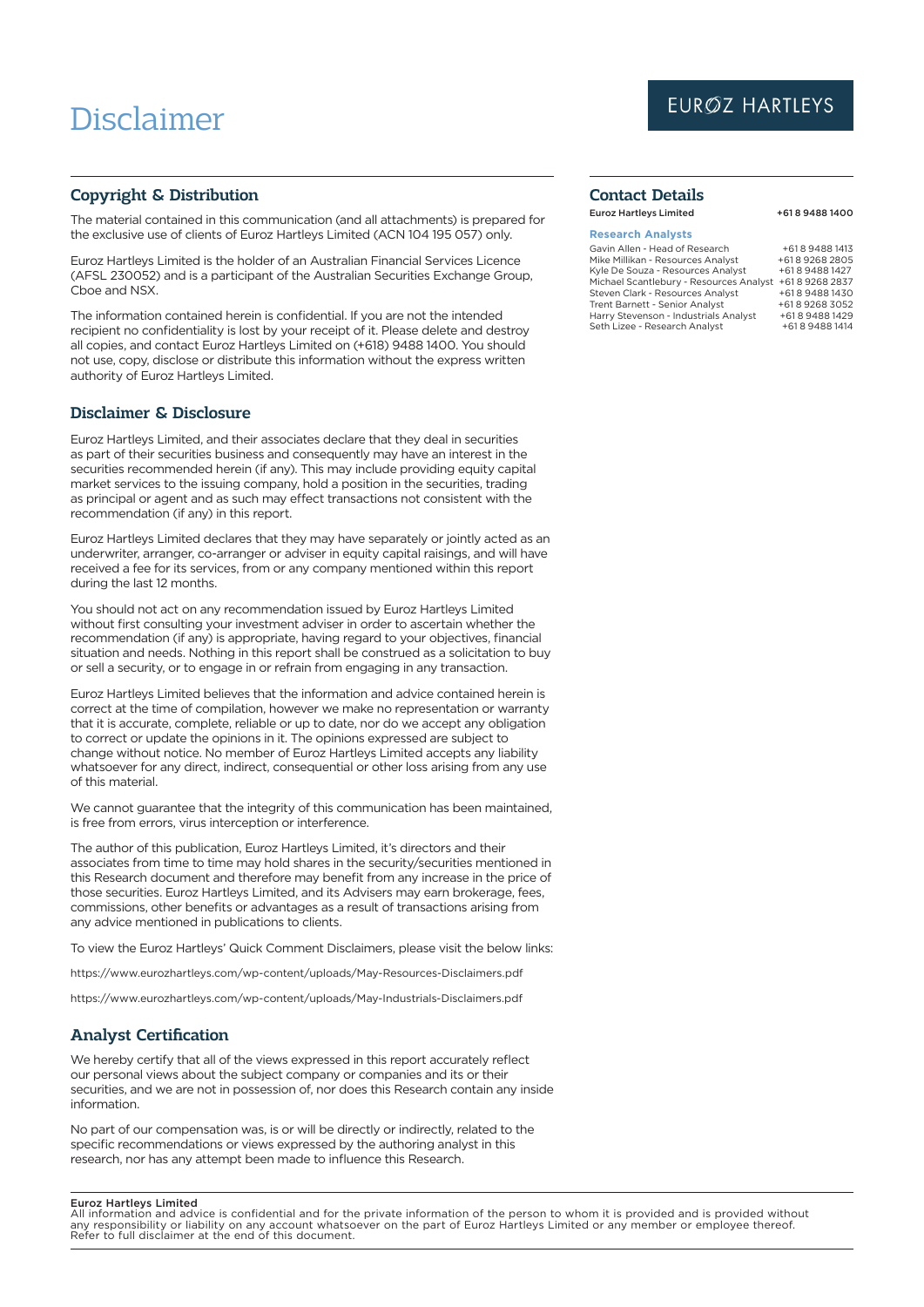# Disclaimer

EUROZ HARTLEYS

## Copyright & Distribution

The material contained in this communication (and all attachments) is prepared for the exclusive use of clients of Euroz Hartleys Limited (ACN 104 195 057) only.

Euroz Hartleys Limited is the holder of an Australian Financial Services Licence (AFSL 230052) and is a participant of the Australian Securities Exchange Group, Cboe and NSX.

The information contained herein is confidential. If you are not the intended recipient no confidentiality is lost by your receipt of it. Please delete and destroy all copies, and contact Euroz Hartleys Limited on (+618) 9488 1400. You should not use, copy, disclose or distribute this information without the express written authority of Euroz Hartleys Limited.

## Disclaimer & Disclosure

Euroz Hartleys Limited, and their associates declare that they deal in securities as part of their securities business and consequently may have an interest in the securities recommended herein (if any). This may include providing equity capital market services to the issuing company, hold a position in the securities, trading as principal or agent and as such may effect transactions not consistent with the recommendation (if any) in this report.

Euroz Hartleys Limited declares that they may have separately or jointly acted as an underwriter, arranger, co-arranger or adviser in equity capital raisings, and will have received a fee for its services, from or any company mentioned within this report during the last 12 months.

You should not act on any recommendation issued by Euroz Hartleys Limited without first consulting your investment adviser in order to ascertain whether the recommendation (if any) is appropriate, having regard to your objectives, financial situation and needs. Nothing in this report shall be construed as a solicitation to buy or sell a security, or to engage in or refrain from engaging in any transaction.

Euroz Hartleys Limited believes that the information and advice contained herein is correct at the time of compilation, however we make no representation or warranty that it is accurate, complete, reliable or up to date, nor do we accept any obligation to correct or update the opinions in it. The opinions expressed are subject to change without notice. No member of Euroz Hartleys Limited accepts any liability whatsoever for any direct, indirect, consequential or other loss arising from any use of this material.

We cannot guarantee that the integrity of this communication has been maintained, is free from errors, virus interception or interference.

The author of this publication, Euroz Hartleys Limited, it's directors and their associates from time to time may hold shares in the security/securities mentioned in this Research document and therefore may benefit from any increase in the price of those securities. Euroz Hartleys Limited, and its Advisers may earn brokerage, fees, commissions, other benefits or advantages as a result of transactions arising from any advice mentioned in publications to clients.

To view the Euroz Hartleys' Quick Comment Disclaimers, please visit the below links:

https://www.eurozhartleys.com/wp-content/uploads/May-Resources-Disclaimers.pdf

https://www.eurozhartleys.com/wp-content/uploads/May-Industrials-Disclaimers.pdf

## Analyst Certification

We hereby certify that all of the views expressed in this report accurately reflect our personal views about the subject company or companies and its or their securities, and we are not in possession of, nor does this Research contain any inside information.

No part of our compensation was, is or will be directly or indirectly, related to the specific recommendations or views expressed by the authoring analyst in this research, nor has any attempt been made to influence this Research.

## Contact Details

**Euroz Hartleys Limited** **+61 8 9488 1400**

### Research Analysts

| | |
|---|---|
| Gavin Allen - Head of Research | +61 8 9488 1413 |
| Mike Millikan - Resources Analyst | +61 8 9268 2805 |
| Kyle De Souza - Resources Analyst | +61 8 9488 1427 |
| Michael Scantlebury - Resources Analyst | +61 8 9268 2837 |
| Steven Clark - Resources Analyst | +61 8 9488 1430 |
| Trent Barnett - Senior Analyst | +61 8 9268 3052 |
| Harry Stevenson - Industrials Analyst | +61 8 9488 1429 |
| Seth Lizee - Research Analyst | +61 8 9488 1414 |

**Euroz Hartleys Limited**
All information and advice is confidential and for the private information of the person to whom it is provided and is provided without any responsibility or liability on any account whatsoever on the part of Euroz Hartleys Limited or any member or employee thereof. Refer to full disclaimer at the end of this document.